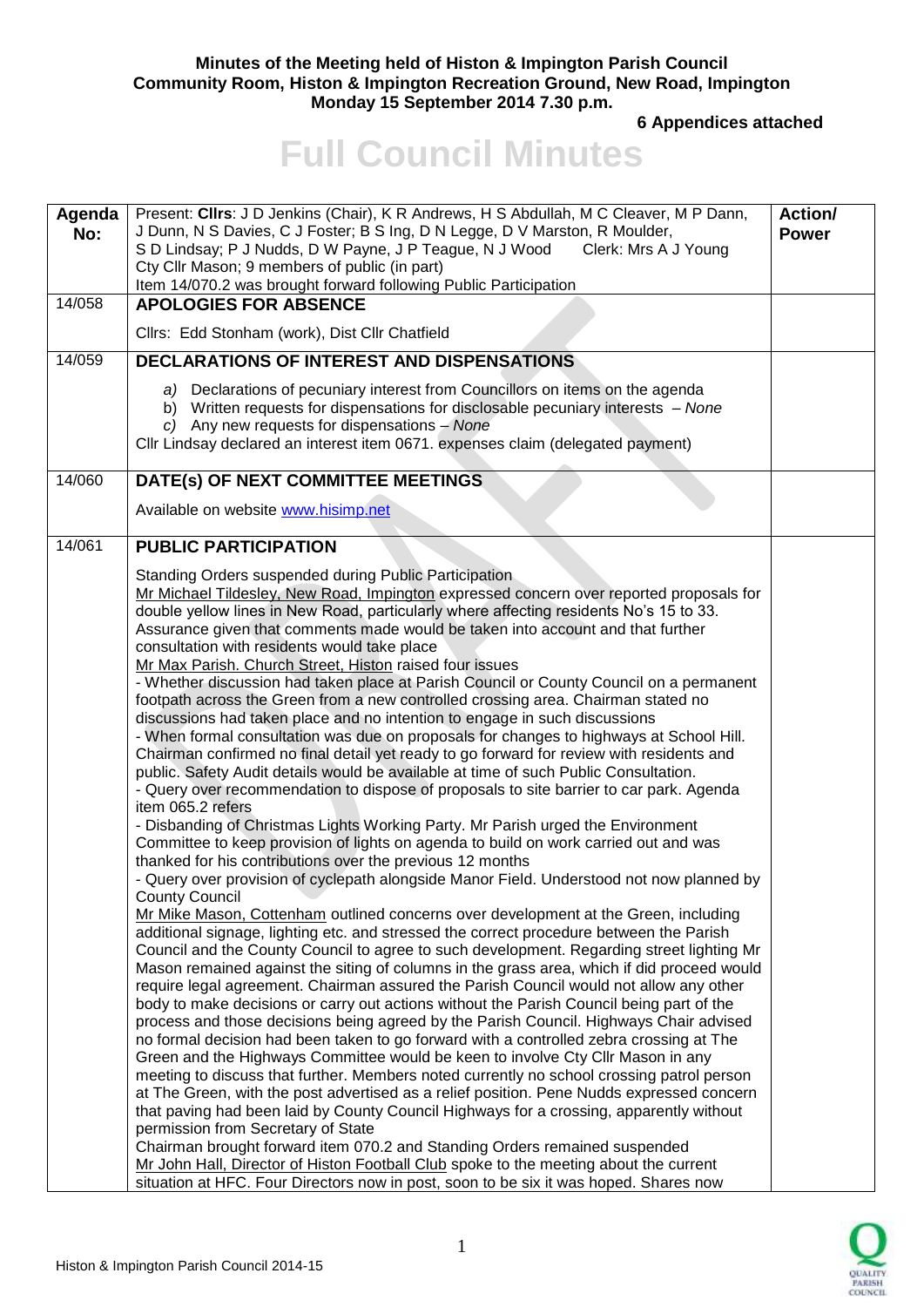**Minutes of the Meeting held of Histon & Impington Parish Council**
**Community Room, Histon & Impington Recreation Ground, New Road, Impington**
**Monday 15 September 2014 7.30 p.m.**

**6 Appendices attached**

# Full Council Minutes

| Agenda No: | Present: **Cllrs**: J D Jenkins (Chair), K R Andrews, H S Abdullah, M C Cleaver, M P Dann, J Dunn, N S Davies, C J Foster; B S Ing, D N Legge, D V Marston, R Moulder, S D Lindsay; P J Nudds, D W Payne, J P Teague, N J Wood Clerk: Mrs A J Young<br>Cty Cllr Mason; 9 members of public (in part)<br>Item 14/070.2 was brought forward following Public Participation | Action/ Power |
|---|---|---|
| 14/058 | **APOLOGIES FOR ABSENCE**<br><br>Cllrs: Edd Stonham (work), Dist Cllr Chatfield | |
| 14/059 | **DECLARATIONS OF INTEREST AND DISPENSATIONS**<br><br>*a)* Declarations of pecuniary interest from Councillors on items on the agenda<br>b) Written requests for dispensations for disclosable pecuniary interests – *None*<br>*c)* Any new requests for dispensations – *None*<br>Cllr Lindsay declared an interest item 0671. expenses claim (delegated payment) | |
| 14/060 | **DATE(s) OF NEXT COMMITTEE MEETINGS**<br><br>Available on website www.hisimp.net | |
| 14/061 | **PUBLIC PARTICIPATION**<br><br>Standing Orders suspended during Public Participation<br>Mr Michael Tildesley, New Road, Impington expressed concern over reported proposals for double yellow lines in New Road, particularly where affecting residents No's 15 to 33. Assurance given that comments made would be taken into account and that further consultation with residents would take place<br>Mr Max Parish. Church Street, Histon raised four issues<br>- Whether discussion had taken place at Parish Council or County Council on a permanent footpath across the Green from a new controlled crossing area. Chairman stated no discussions had taken place and no intention to engage in such discussions<br>- When formal consultation was due on proposals for changes to highways at School Hill. Chairman confirmed no final detail yet ready to go forward for review with residents and public. Safety Audit details would be available at time of such Public Consultation.<br>- Query over recommendation to dispose of proposals to site barrier to car park. Agenda item 065.2 refers<br>- Disbanding of Christmas Lights Working Party. Mr Parish urged the Environment Committee to keep provision of lights on agenda to build on work carried out and was thanked for his contributions over the previous 12 months<br>- Query over provision of cyclepath alongside Manor Field. Understood not now planned by County Council<br>Mr Mike Mason, Cottenham outlined concerns over development at the Green, including additional signage, lighting etc. and stressed the correct procedure between the Parish Council and the County Council to agree to such development. Regarding street lighting Mr Mason remained against the siting of columns in the grass area, which if did proceed would require legal agreement. Chairman assured the Parish Council would not allow any other body to make decisions or carry out actions without the Parish Council being part of the process and those decisions being agreed by the Parish Council. Highways Chair advised no formal decision had been taken to go forward with a controlled zebra crossing at The Green and the Highways Committee would be keen to involve Cty Cllr Mason in any meeting to discuss that further. Members noted currently no school crossing patrol person at The Green, with the post advertised as a relief position. Pene Nudds expressed concern that paving had been laid by County Council Highways for a crossing, apparently without permission from Secretary of State<br>Chairman brought forward item 070.2 and Standing Orders remained suspended<br>Mr John Hall, Director of Histon Football Club spoke to the meeting about the current situation at HFC. Four Directors now in post, soon to be six it was hoped. Shares now | |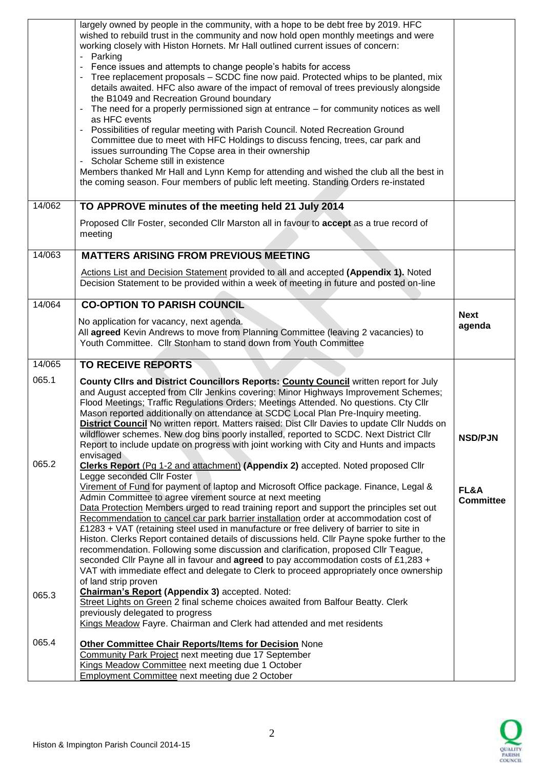| | | |
|---|---|---|
| | largely owned by people in the community, with a hope to be debt free by 2019. HFC wished to rebuild trust in the community and now hold open monthly meetings and were working closely with Histon Hornets. Mr Hall outlined current issues of concern:<br>- Parking<br>- Fence issues and attempts to change people's habits for access<br>- Tree replacement proposals – SCDC fine now paid. Protected whips to be planted, mix details awaited. HFC also aware of the impact of removal of trees previously alongside the B1049 and Recreation Ground boundary<br>- The need for a properly permissioned sign at entrance – for community notices as well as HFC events<br>- Possibilities of regular meeting with Parish Council. Noted Recreation Ground Committee due to meet with HFC Holdings to discuss fencing, trees, car park and issues surrounding The Copse area in their ownership<br>- Scholar Scheme still in existence<br>Members thanked Mr Hall and Lynn Kemp for attending and wished the club all the best in the coming season. Four members of public left meeting. Standing Orders re-instated | |
| 14/062 | **TO APPROVE minutes of the meeting held 21 July 2014**<br>Proposed Cllr Foster, seconded Cllr Marston all in favour to **accept** as a true record of meeting | |
| 14/063 | **MATTERS ARISING FROM PREVIOUS MEETING**<br>Actions List and Decision Statement provided to all and accepted **(Appendix 1).** Noted Decision Statement to be provided within a week of meeting in future and posted on-line | |
| 14/064 | **CO-OPTION TO PARISH COUNCIL**<br>No application for vacancy, next agenda.<br>All **agreed** Kevin Andrews to move from Planning Committee (leaving 2 vacancies) to Youth Committee. Cllr Stonham to stand down from Youth Committee | **Next agenda** |
| 14/065 | **TO RECEIVE REPORTS** | |
| 065.1 | **County Cllrs and District Councillors Reports: County Council** written report for July and August accepted from Cllr Jenkins covering: Minor Highways Improvement Schemes; Flood Meetings; Traffic Regulations Orders; Meetings Attended. No questions. Cty Cllr Mason reported additionally on attendance at SCDC Local Plan Pre-Inquiry meeting.<br>**District Council** No written report. Matters raised: Dist Cllr Davies to update Cllr Nudds on wildflower schemes. New dog bins poorly installed, reported to SCDC. Next District Cllr Report to include update on progress with joint working with City and Hunts and impacts envisaged | **NSD/PJN** |
| 065.2 | **Clerks Report** (Pg 1-2 and attachment) **(Appendix 2)** accepted. Noted proposed Cllr Legge seconded Cllr Foster<br>Virement of Fund for payment of laptop and Microsoft Office package. Finance, Legal & Admin Committee to agree virement source at next meeting<br>Data Protection Members urged to read training report and support the principles set out<br>Recommendation to cancel car park barrier installation order at accommodation cost of £1283 + VAT (retaining steel used in manufacture or free delivery of barrier to site in Histon. Clerks Report contained details of discussions held. Cllr Payne spoke further to the recommendation. Following some discussion and clarification, proposed Cllr Teague, seconded Cllr Payne all in favour and **agreed** to pay accommodation costs of £1,283 + VAT with immediate effect and delegate to Clerk to proceed appropriately once ownership of land strip proven | **FL&A Committee** |
| 065.3 | **Chairman's Report (Appendix 3)** accepted. Noted:<br>Street Lights on Green 2 final scheme choices awaited from Balfour Beatty. Clerk previously delegated to progress<br>Kings Meadow Fayre. Chairman and Clerk had attended and met residents | |
| 065.4 | **Other Committee Chair Reports/Items for Decision** None<br>Community Park Project next meeting due 17 September<br>Kings Meadow Committee next meeting due 1 October<br>Employment Committee next meeting due 2 October | |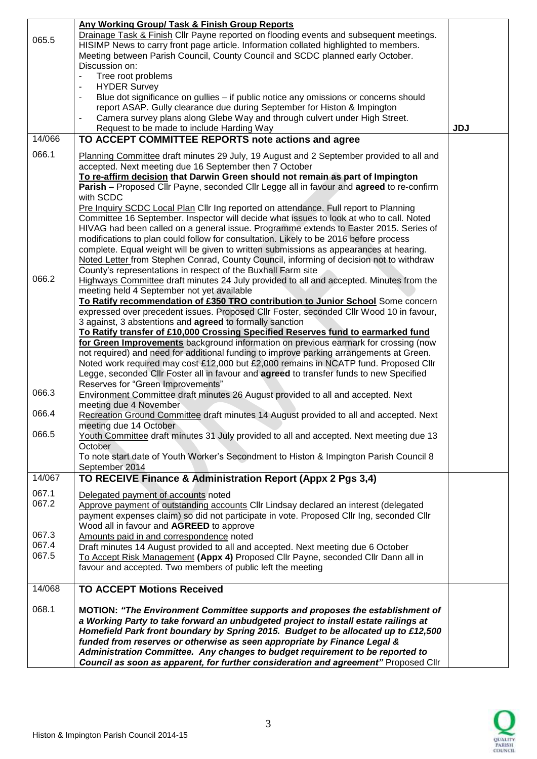| | | |
|---|---|---|
| 065.5 | **Any Working Group/ Task & Finish Group Reports**<br>Drainage Task & Finish Cllr Payne reported on flooding events and subsequent meetings. HISIMP News to carry front page article. Information collated highlighted to members. Meeting between Parish Council, County Council and SCDC planned early October. Discussion on:<br>- Tree root problems<br>- HYDER Survey<br>- Blue dot significance on gullies – if public notice any omissions or concerns should report ASAP. Gully clearance due during September for Histon & Impington<br>- Camera survey plans along Glebe Way and through culvert under High Street. Request to be made to include Harding Way | **JDJ** |
| 14/066 | **TO ACCEPT COMMITTEE REPORTS note actions and agree** | |
| 066.1 | Planning Committee draft minutes 29 July, 19 August and 2 September provided to all and accepted. Next meeting due 16 September then 7 October<br>**To re-affirm decision that Darwin Green should not remain as part of Impington Parish** – Proposed Cllr Payne, seconded Cllr Legge all in favour and **agreed** to re-confirm with SCDC<br>Pre Inquiry SCDC Local Plan Cllr Ing reported on attendance. Full report to Planning Committee 16 September. Inspector will decide what issues to look at who to call. Noted HIVAG had been called on a general issue. Programme extends to Easter 2015. Series of modifications to plan could follow for consultation. Likely to be 2016 before process complete. Equal weight will be given to written submissions as appearances at hearing.<br>Noted Letter from Stephen Conrad, County Council, informing of decision not to withdraw County's representations in respect of the Buxhall Farm site | |
| 066.2 | Highways Committee draft minutes 24 July provided to all and accepted. Minutes from the meeting held 4 September not yet available<br>**To Ratify recommendation of £350 TRO contribution to Junior School** Some concern expressed over precedent issues. Proposed Cllr Foster, seconded Cllr Wood 10 in favour, 3 against, 3 abstentions and **agreed** to formally sanction<br>**To Ratify transfer of £10,000 Crossing Specified Reserves fund to earmarked fund for Green Improvements** background information on previous earmark for crossing (now not required) and need for additional funding to improve parking arrangements at Green. Noted work required may cost £12,000 but £2,000 remains in NCATP fund. Proposed Cllr Legge, seconded Cllr Foster all in favour and **agreed** to transfer funds to new Specified Reserves for "Green Improvements" | |
| 066.3 | Environment Committee draft minutes 26 August provided to all and accepted. Next meeting due 4 November | |
| 066.4 | Recreation Ground Committee draft minutes 14 August provided to all and accepted. Next meeting due 14 October | |
| 066.5 | Youth Committee draft minutes 31 July provided to all and accepted. Next meeting due 13 October<br>To note start date of Youth Worker's Secondment to Histon & Impington Parish Council 8 September 2014 | |
| 14/067 | **TO RECEIVE Finance & Administration Report (Appx 2 Pgs 3,4)** | |
| 067.1 | Delegated payment of accounts noted | |
| 067.2 | Approve payment of outstanding accounts Cllr Lindsay declared an interest (delegated payment expenses claim) so did not participate in vote. Proposed Cllr Ing, seconded Cllr Wood all in favour and **AGREED** to approve | |
| 067.3 | Amounts paid in and correspondence noted | |
| 067.4 | Draft minutes 14 August provided to all and accepted. Next meeting due 6 October | |
| 067.5 | To Accept Risk Management **(Appx 4)** Proposed Cllr Payne, seconded Cllr Dann all in favour and accepted. Two members of public left the meeting | |
| 14/068 | **TO ACCEPT Motions Received** | |
| 068.1 | **MOTION:** ***"The Environment Committee supports and proposes the establishment of a Working Party to take forward an unbudgeted project to install estate railings at Homefield Park front boundary by Spring 2015. Budget to be allocated up to £12,500 funded from reserves or otherwise as seen appropriate by Finance Legal & Administration Committee. Any changes to budget requirement to be reported to Council as soon as apparent, for further consideration and agreement"*** Proposed Cllr | |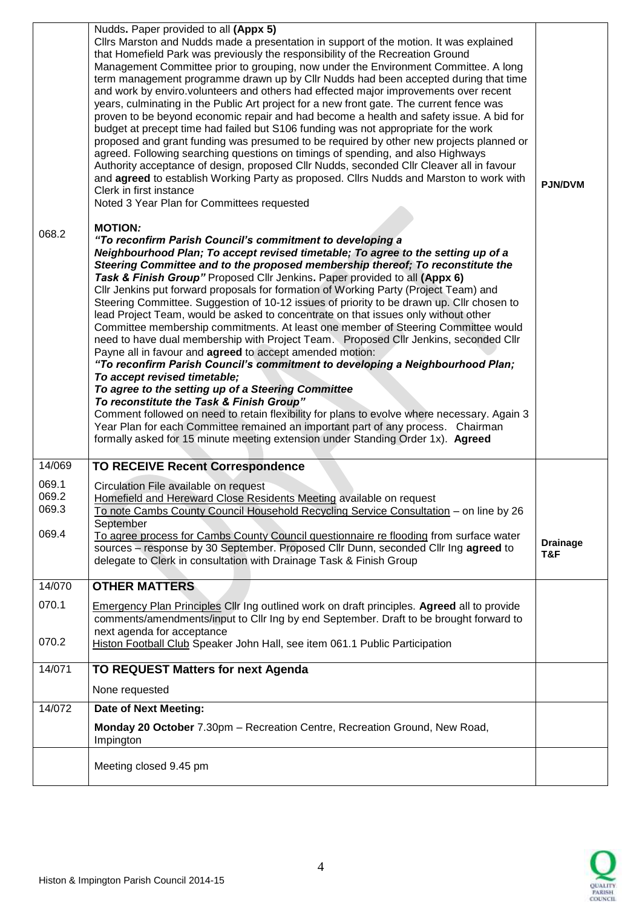| | | |
|---|---|---|
| | Nudds**.** Paper provided to all **(Appx 5)**<br>Cllrs Marston and Nudds made a presentation in support of the motion. It was explained that Homefield Park was previously the responsibility of the Recreation Ground Management Committee prior to grouping, now under the Environment Committee. A long term management programme drawn up by Cllr Nudds had been accepted during that time and work by enviro.volunteers and others had effected major improvements over recent years, culminating in the Public Art project for a new front gate. The current fence was proven to be beyond economic repair and had become a health and safety issue. A bid for budget at precept time had failed but S106 funding was not appropriate for the work proposed and grant funding was presumed to be required by other new projects planned or agreed. Following searching questions on timings of spending, and also Highways Authority acceptance of design, proposed Cllr Nudds, seconded Cllr Cleaver all in favour and **agreed** to establish Working Party as proposed. Cllrs Nudds and Marston to work with Clerk in first instance<br>Noted 3 Year Plan for Committees requested | **PJN/DVM** |
| 068.2 | **MOTION*:***<br>***"To reconfirm Parish Council's commitment to developing a Neighbourhood Plan; To accept revised timetable; To agree to the setting up of a Steering Committee and to the proposed membership thereof; To reconstitute the Task & Finish Group"*** Proposed Cllr Jenkins**.** Paper provided to all **(Appx 6)**<br>Cllr Jenkins put forward proposals for formation of Working Party (Project Team) and Steering Committee. Suggestion of 10-12 issues of priority to be drawn up. Cllr chosen to lead Project Team, would be asked to concentrate on that issues only without other Committee membership commitments. At least one member of Steering Committee would need to have dual membership with Project Team. Proposed Cllr Jenkins, seconded Cllr Payne all in favour and **agreed** to accept amended motion:<br>***"To reconfirm Parish Council's commitment to developing a Neighbourhood Plan;<br>To accept revised timetable;<br>To agree to the setting up of a Steering Committee<br>To reconstitute the Task & Finish Group"***<br>Comment followed on need to retain flexibility for plans to evolve where necessary. Again 3 Year Plan for each Committee remained an important part of any process. Chairman formally asked for 15 minute meeting extension under Standing Order 1x). **Agreed** | |
| 14/069 | **TO RECEIVE Recent Correspondence** | |
| 069.1<br>069.2<br>069.3<br><br>069.4 | Circulation File available on request<br>Homefield and Hereward Close Residents Meeting available on request<br>To note Cambs County Council Household Recycling Service Consultation – on line by 26 September<br>To agree process for Cambs County Council questionnaire re flooding from surface water sources – response by 30 September. Proposed Cllr Dunn, seconded Cllr Ing **agreed** to delegate to Clerk in consultation with Drainage Task & Finish Group | **Drainage T&F** |
| 14/070 | **OTHER MATTERS** | |
| 070.1<br><br><br>070.2 | Emergency Plan Principles Cllr Ing outlined work on draft principles. **Agreed** all to provide comments/amendments/input to Cllr Ing by end September. Draft to be brought forward to next agenda for acceptance<br>Histon Football Club Speaker John Hall, see item 061.1 Public Participation | |
| 14/071 | **TO REQUEST Matters for next Agenda** | |
| | None requested | |
| 14/072 | **Date of Next Meeting:** | |
| | **Monday 20 October** 7.30pm – Recreation Centre, Recreation Ground, New Road, Impington | |
| | Meeting closed 9.45 pm | |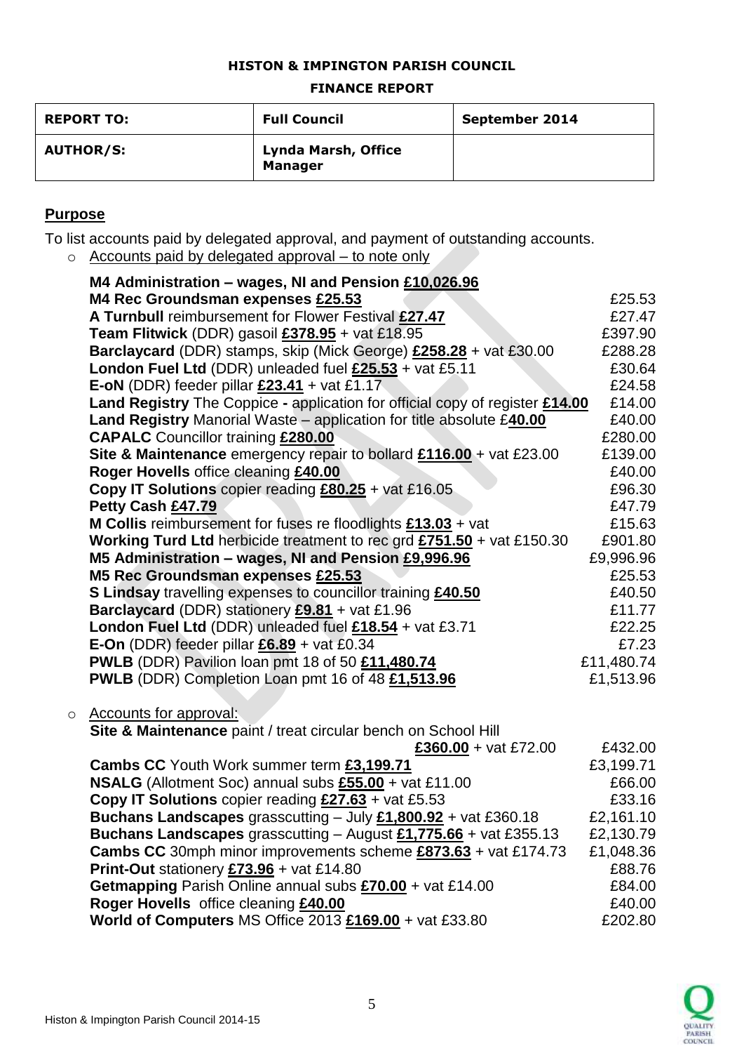**HISTON & IMPINGTON PARISH COUNCIL**

**FINANCE REPORT**

| **REPORT TO:** | **Full Council** | **September 2014** |
|---|---|---|
| **AUTHOR/S:** | **Lynda Marsh, Office Manager** | |

## Purpose

To list accounts paid by delegated approval, and payment of outstanding accounts.

- Accounts paid by delegated approval – to note only

| | |
|---|---|
| **M4 Administration – wages, NI and Pension £10,026.96** | |
| **M4 Rec Groundsman expenses £25.53** | £25.53 |
| **A Turnbull** reimbursement for Flower Festival **£27.47** | £27.47 |
| **Team Flitwick** (DDR) gasoil **£378.95** + vat £18.95 | £397.90 |
| **Barclaycard** (DDR) stamps, skip (Mick George) **£258.28** + vat £30.00 | £288.28 |
| **London Fuel Ltd** (DDR) unleaded fuel **£25.53** + vat £5.11 | £30.64 |
| **E-oN** (DDR) feeder pillar **£23.41** + vat £1.17 | £24.58 |
| **Land Registry** The Coppice **-** application for official copy of register **£14.00** | £14.00 |
| **Land Registry** Manorial Waste – application for title absolute £**40.00** | £40.00 |
| **CAPALC** Councillor training **£280.00** | £280.00 |
| **Site & Maintenance** emergency repair to bollard **£116.00** + vat £23.00 | £139.00 |
| **Roger Hovells** office cleaning **£40.00** | £40.00 |
| **Copy IT Solutions** copier reading **£80.25** + vat £16.05 | £96.30 |
| **Petty Cash £47.79** | £47.79 |
| **M Collis** reimbursement for fuses re floodlights **£13.03** + vat | £15.63 |
| **Working Turd Ltd** herbicide treatment to rec grd **£751.50** + vat £150.30 | £901.80 |
| **M5 Administration – wages, NI and Pension £9,996.96** | £9,996.96 |
| **M5 Rec Groundsman expenses £25.53** | £25.53 |
| **S Lindsay** travelling expenses to councillor training **£40.50** | £40.50 |
| **Barclaycard** (DDR) stationery **£9.81** + vat £1.96 | £11.77 |
| **London Fuel Ltd** (DDR) unleaded fuel **£18.54** + vat £3.71 | £22.25 |
| **E-On** (DDR) feeder pillar **£6.89** + vat £0.34 | £7.23 |
| **PWLB** (DDR) Pavilion loan pmt 18 of 50 **£11,480.74** | £11,480.74 |
| **PWLB** (DDR) Completion Loan pmt 16 of 48 **£1,513.96** | £1,513.96 |

- Accounts for approval:

| | |
|---|---|
| **Site & Maintenance** paint / treat circular bench on School Hill **£360.00** + vat £72.00 | £432.00 |
| **Cambs CC** Youth Work summer term **£3,199.71** | £3,199.71 |
| **NSALG** (Allotment Soc) annual subs **£55.00** + vat £11.00 | £66.00 |
| **Copy IT Solutions** copier reading **£27.63** + vat £5.53 | £33.16 |
| **Buchans Landscapes** grasscutting – July **£1,800.92** + vat £360.18 | £2,161.10 |
| **Buchans Landscapes** grasscutting – August **£1,775.66** + vat £355.13 | £2,130.79 |
| **Cambs CC** 30mph minor improvements scheme **£873.63** + vat £174.73 | £1,048.36 |
| **Print-Out** stationery **£73.96** + vat £14.80 | £88.76 |
| **Getmapping** Parish Online annual subs **£70.00** + vat £14.00 | £84.00 |
| **Roger Hovells** office cleaning **£40.00** | £40.00 |
| **World of Computers** MS Office 2013 **£169.00** + vat £33.80 | £202.80 |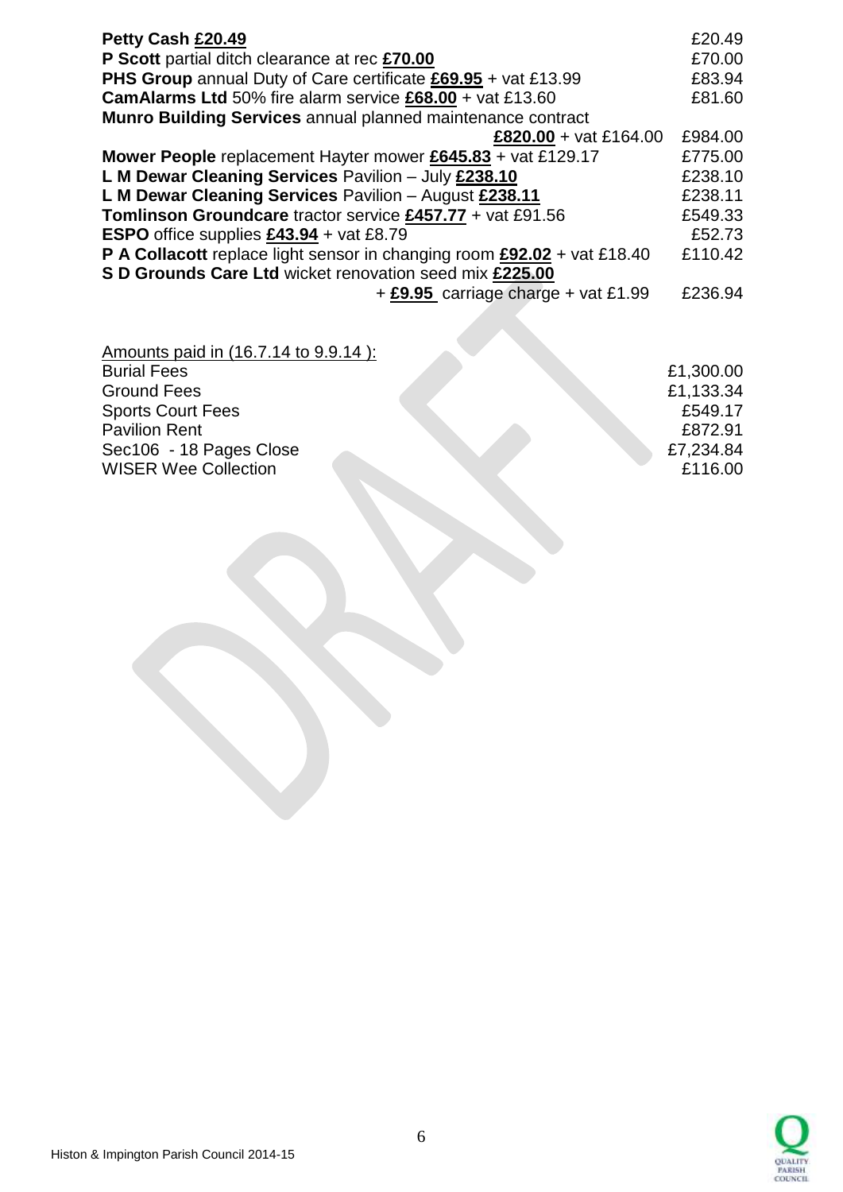| | |
|---|---|
| **Petty Cash** **£20.49** | £20.49 |
| **P Scott** partial ditch clearance at rec **£70.00** | £70.00 |
| **PHS Group** annual Duty of Care certificate **£69.95** + vat £13.99 | £83.94 |
| **CamAlarms Ltd** 50% fire alarm service **£68.00** + vat £13.60 | £81.60 |
| **Munro Building Services** annual planned maintenance contract **£820.00** + vat £164.00 | £984.00 |
| **Mower People** replacement Hayter mower **£645.83** + vat £129.17 | £775.00 |
| **L M Dewar Cleaning Services** Pavilion – July **£238.10** | £238.10 |
| **L M Dewar Cleaning Services** Pavilion – August **£238.11** | £238.11 |
| **Tomlinson Groundcare** tractor service **£457.77** + vat £91.56 | £549.33 |
| **ESPO** office supplies **£43.94** + vat £8.79 | £52.73 |
| **P A Collacott** replace light sensor in changing room **£92.02** + vat £18.40 | £110.42 |
| **S D Grounds Care Ltd** wicket renovation seed mix **£225.00** + **£9.95** carriage charge + vat £1.99 | £236.94 |

Amounts paid in (16.7.14 to 9.9.14 ):

| | |
|---|---|
| Burial Fees | £1,300.00 |
| Ground Fees | £1,133.34 |
| Sports Court Fees | £549.17 |
| Pavilion Rent | £872.91 |
| Sec106 - 18 Pages Close | £7,234.84 |
| WISER Wee Collection | £116.00 |

DRAFT